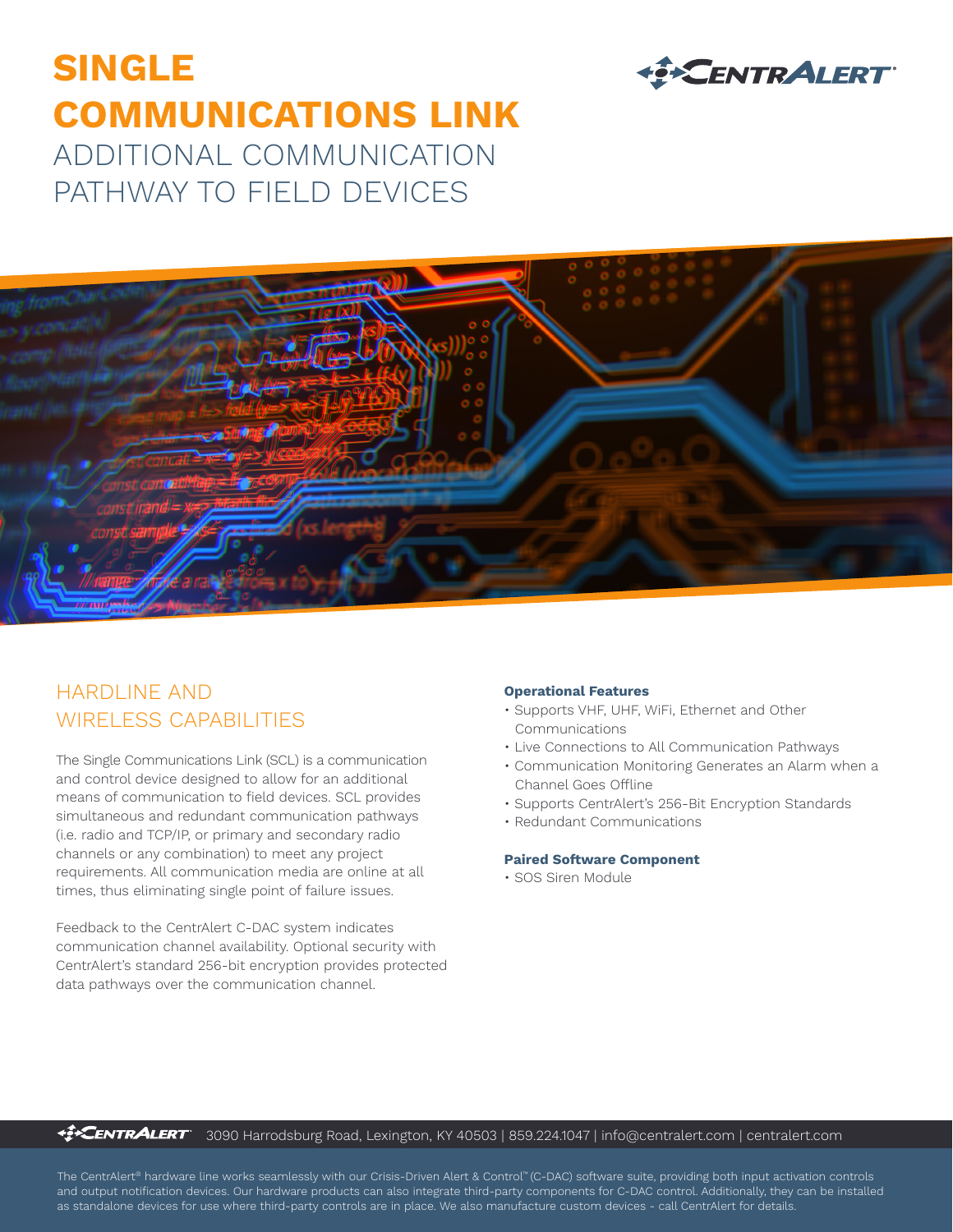# SINGLE COMMUNICATIONS LINK

## ADDITIONAL COMMUNICATION PATHWAY TO FIELD DEVICES

## HARDLINE AND WIRELESS CAPABILITIES

The Single Communications Link (SCL) is a communication and control device designed to allow for an additional means of communication to field devices. SCL provides simultaneous and redundant communication pathways (i.e. radio and TCP/IP, or primary and secondary radio channels or any combination) to meet any project requirements. All communication media are online at all times, thus eliminating single point of failure issues.

Feedback to the CentrAlert C-DAC system indicates communication channel availability. Optional security with CentrAlert's standard 256-bit encryption provides protected data pathways over the communication channel.

**Operational Features**

- Supports VHF, UHF, WiFi, Ethernet and Other Communications
- Live Connections to All Communication Pathways
- Communication Monitoring Generates an Alarm when a Channel Goes Offline
- Supports CentrAlert's 256-Bit Encryption Standards
- Redundant Communications

**Paired Software Component**

- SOS Siren Module

CentrAlert 3090 Harrodsburg Road, Lexington, KY 40503 | 859.224.1047 | info@centralert.com | centralert.com

The CentrAlert® hardware line works seamlessly with our Crisis-Driven Alert & Control™ (C-DAC) software suite, providing both input activation controls and output notification devices. Our hardware products can also integrate third-party components for C-DAC control. Additionally, they can be installed as standalone devices for use where third-party controls are in place. We also manufacture custom devices - call CentrAlert for details.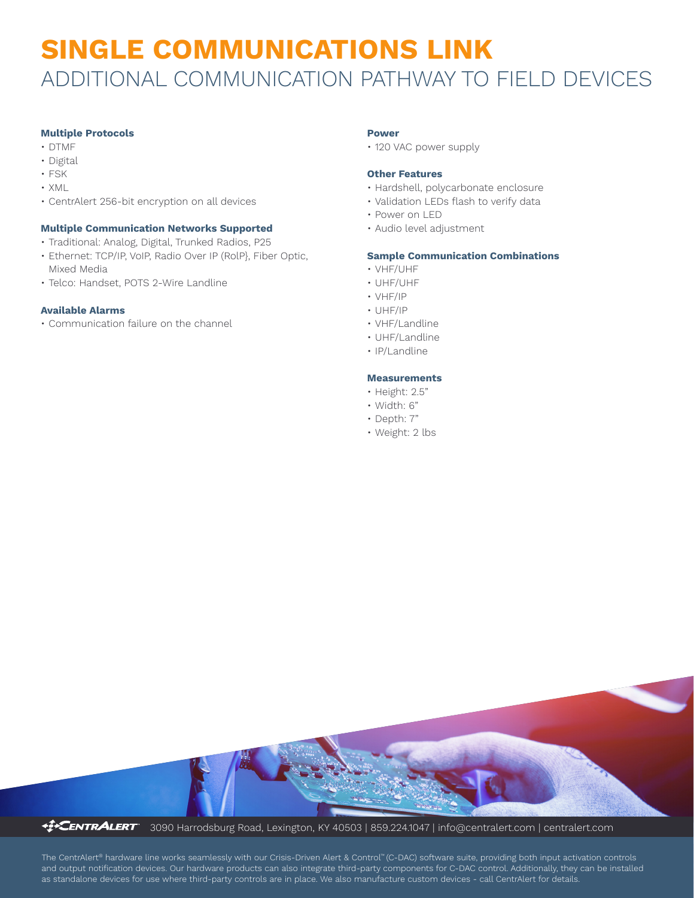# SINGLE COMMUNICATIONS LINK

## ADDITIONAL COMMUNICATION PATHWAY TO FIELD DEVICES

**Multiple Protocols**

- DTMF
- Digital
- FSK
- XML
- CentrAlert 256-bit encryption on all devices

**Multiple Communication Networks Supported**

- Traditional: Analog, Digital, Trunked Radios, P25
- Ethernet: TCP/IP, VoIP, Radio Over IP (RoIP}, Fiber Optic, Mixed Media
- Telco: Handset, POTS 2-Wire Landline

**Available Alarms**

- Communication failure on the channel

**Power**

- 120 VAC power supply

**Other Features**

- Hardshell, polycarbonate enclosure
- Validation LEDs flash to verify data
- Power on LED
- Audio level adjustment

**Sample Communication Combinations**

- VHF/UHF
- UHF/UHF
- VHF/IP
- UHF/IP
- VHF/Landline
- UHF/Landline
- IP/Landline

**Measurements**

- Height: 2.5"
- Width: 6"
- Depth: 7"
- Weight: 2 lbs

CENTRALERT 3090 Harrodsburg Road, Lexington, KY 40503 | 859.224.1047 | info@centralert.com | centralert.com

The CentrAlert® hardware line works seamlessly with our Crisis-Driven Alert & Control™ (C-DAC) software suite, providing both input activation controls and output notification devices. Our hardware products can also integrate third-party components for C-DAC control. Additionally, they can be installed as standalone devices for use where third-party controls are in place. We also manufacture custom devices - call CentrAlert for details.